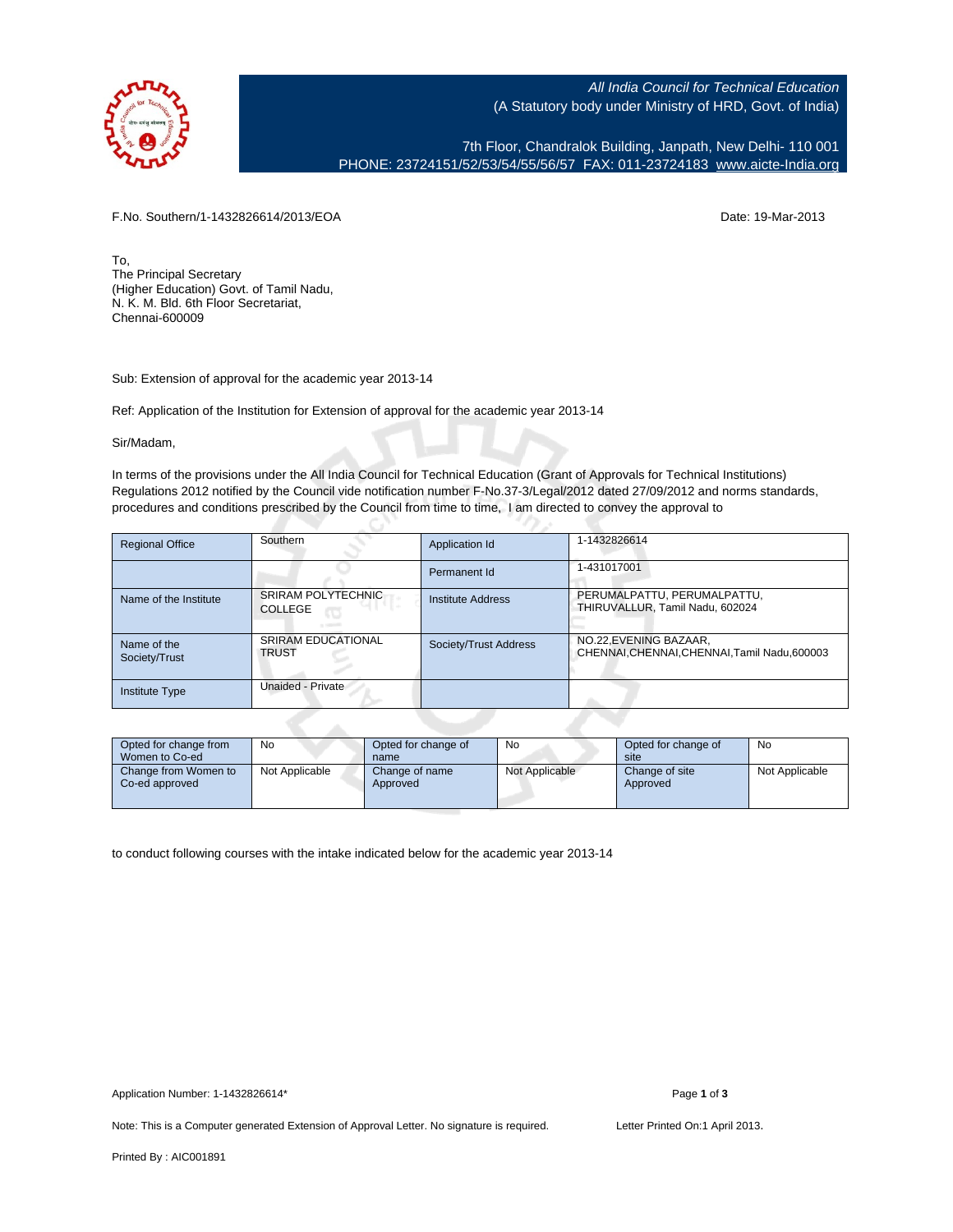*All India Council for Technical Education*
(A Statutory body under Ministry of HRD, Govt. of India)

7th Floor, Chandralok Building, Janpath, New Delhi- 110 001
PHONE: 23724151/52/53/54/55/56/57 FAX: 011-23724183 www.aicte-India.org

F.No. Southern/1-1432826614/2013/EOA

Date: 19-Mar-2013

To,
The Principal Secretary
(Higher Education) Govt. of Tamil Nadu,
N. K. M. Bld. 6th Floor Secretariat,
Chennai-600009

Sub: Extension of approval for the academic year 2013-14

Ref: Application of the Institution for Extension of approval for the academic year 2013-14

Sir/Madam,

In terms of the provisions under the All India Council for Technical Education (Grant of Approvals for Technical Institutions) Regulations 2012 notified by the Council vide notification number F-No.37-3/Legal/2012 dated 27/09/2012 and norms standards, procedures and conditions prescribed by the Council from time to time, I am directed to convey the approval to

| Regional Office | Southern | Application Id | 1-1432826614 |
|---|---|---|---|
| | | Permanent Id | 1-431017001 |
| Name of the Institute | SRIRAM POLYTECHNIC COLLEGE | Institute Address | PERUMALPATTU, PERUMALPATTU, THIRUVALLUR, Tamil Nadu, 602024 |
| Name of the Society/Trust | SRIRAM EDUCATIONAL TRUST | Society/Trust Address | NO.22,EVENING BAZAAR, CHENNAI,CHENNAI,CHENNAI,Tamil Nadu,600003 |
| Institute Type | Unaided - Private | | |

| Opted for change from Women to Co-ed | No | Opted for change of name | No | Opted for change of site | No |
|---|---|---|---|---|---|
| Change from Women to Co-ed approved | Not Applicable | Change of name Approved | Not Applicable | Change of site Approved | Not Applicable |

to conduct following courses with the intake indicated below for the academic year 2013-14

Application Number: 1-1432826614*

Note: This is a Computer generated Extension of Approval Letter. No signature is required.

Letter Printed On:1 April 2013.

Printed By : AIC001891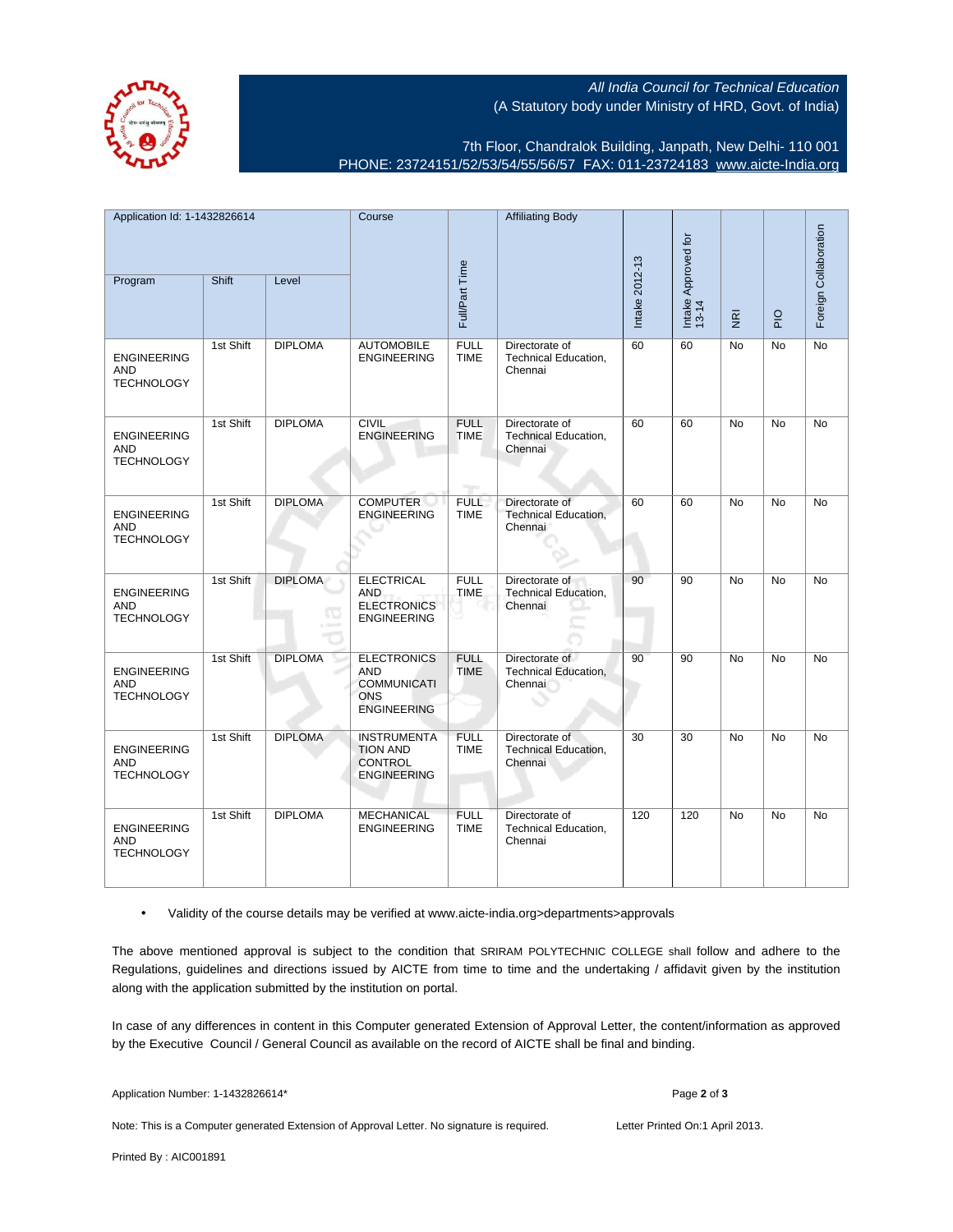All India Council for Technical Education
(A Statutory body under Ministry of HRD, Govt. of India)

7th Floor, Chandralok Building, Janpath, New Delhi- 110 001
PHONE: 23724151/52/53/54/55/56/57 FAX: 011-23724183 www.aicte-India.org

| Application Id: 1-1432826614 | | | Course | Full/Part Time | Affiliating Body | Intake 2012-13 | Intake Approved for 13-14 | NRI | PIO | Foreign Collaboration |
|---|---|---|---|---|---|---|---|---|---|---|
| Program | Shift | Level | | | | | | | | |
| ENGINEERING AND TECHNOLOGY | 1st Shift | DIPLOMA | AUTOMOBILE ENGINEERING | FULL TIME | Directorate of Technical Education, Chennai | 60 | 60 | No | No | No |
| ENGINEERING AND TECHNOLOGY | 1st Shift | DIPLOMA | CIVIL ENGINEERING | FULL TIME | Directorate of Technical Education, Chennai | 60 | 60 | No | No | No |
| ENGINEERING AND TECHNOLOGY | 1st Shift | DIPLOMA | COMPUTER ENGINEERING | FULL TIME | Directorate of Technical Education, Chennai | 60 | 60 | No | No | No |
| ENGINEERING AND TECHNOLOGY | 1st Shift | DIPLOMA | ELECTRICAL AND ELECTRONICS ENGINEERING | FULL TIME | Directorate of Technical Education, Chennai | 90 | 90 | No | No | No |
| ENGINEERING AND TECHNOLOGY | 1st Shift | DIPLOMA | ELECTRONICS AND COMMUNICATIONS ENGINEERING | FULL TIME | Directorate of Technical Education, Chennai | 90 | 90 | No | No | No |
| ENGINEERING AND TECHNOLOGY | 1st Shift | DIPLOMA | INSTRUMENTATION AND CONTROL ENGINEERING | FULL TIME | Directorate of Technical Education, Chennai | 30 | 30 | No | No | No |
| ENGINEERING AND TECHNOLOGY | 1st Shift | DIPLOMA | MECHANICAL ENGINEERING | FULL TIME | Directorate of Technical Education, Chennai | 120 | 120 | No | No | No |

- Validity of the course details may be verified at www.aicte-india.org>departments>approvals

The above mentioned approval is subject to the condition that SRIRAM POLYTECHNIC COLLEGE shall follow and adhere to the Regulations, guidelines and directions issued by AICTE from time to time and the undertaking / affidavit given by the institution along with the application submitted by the institution on portal.

In case of any differences in content in this Computer generated Extension of Approval Letter, the content/information as approved by the Executive Council / General Council as available on the record of AICTE shall be final and binding.

Application Number: 1-1432826614*

Note: This is a Computer generated Extension of Approval Letter. No signature is required. Letter Printed On:1 April 2013.

Printed By : AIC001891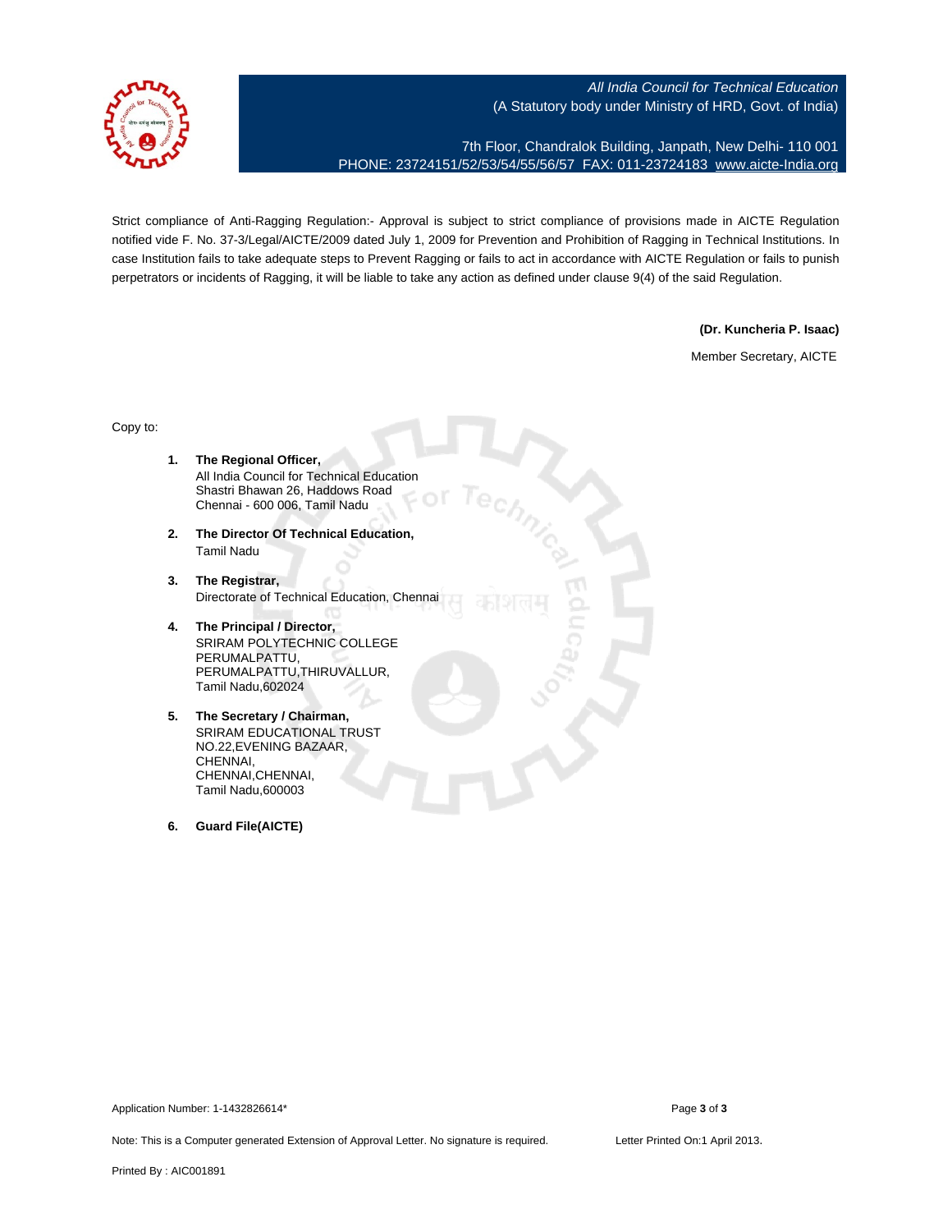*All India Council for Technical Education*
(A Statutory body under Ministry of HRD, Govt. of India)

7th Floor, Chandralok Building, Janpath, New Delhi- 110 001
PHONE: 23724151/52/53/54/55/56/57 FAX: 011-23724183 www.aicte-India.org

Strict compliance of Anti-Ragging Regulation:- Approval is subject to strict compliance of provisions made in AICTE Regulation notified vide F. No. 37-3/Legal/AICTE/2009 dated July 1, 2009 for Prevention and Prohibition of Ragging in Technical Institutions. In case Institution fails to take adequate steps to Prevent Ragging or fails to act in accordance with AICTE Regulation or fails to punish perpetrators or incidents of Ragging, it will be liable to take any action as defined under clause 9(4) of the said Regulation.

**(Dr. Kuncheria P. Isaac)**

Member Secretary, AICTE

Copy to:

1. **The Regional Officer,**
   All India Council for Technical Education
   Shastri Bhawan 26, Haddows Road
   Chennai - 600 006, Tamil Nadu

2. **The Director Of Technical Education,**
   Tamil Nadu

3. **The Registrar,**
   Directorate of Technical Education, Chennai

4. **The Principal / Director,**
   SRIRAM POLYTECHNIC COLLEGE
   PERUMALPATTU,
   PERUMALPATTU,THIRUVALLUR,
   Tamil Nadu,602024

5. **The Secretary / Chairman,**
   SRIRAM EDUCATIONAL TRUST
   NO.22,EVENING BAZAAR,
   CHENNAI,
   CHENNAI,CHENNAI,
   Tamil Nadu,600003

6. **Guard File(AICTE)**

Application Number: 1-1432826614*

Note: This is a Computer generated Extension of Approval Letter. No signature is required.

Letter Printed On:1 April 2013.

Printed By : AIC001891